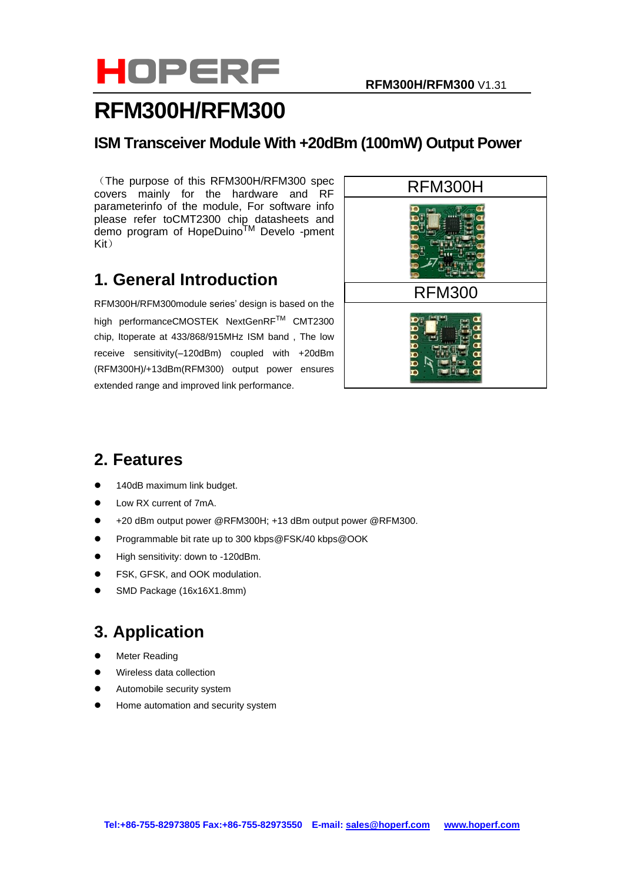# RFM300H/RFM300

## ISM Transceiver Module With +20dBm (100mW) Output Power

（The purpose of this RFM300H/RFM300 spec covers mainly for the hardware and RF parameterinfo of the module, For software info please refer toCMT2300 chip datasheets and demo program of HopeDuino™ Develo -pment Kit）

RFM300H

RFM300

## 1. General Introduction

RFM300H/RFM300module series' design is based on the high performanceCMOSTEK NextGenRF™ CMT2300 chip, Itoperate at 433/868/915MHz ISM band , The low receive sensitivity(–120dBm) coupled with +20dBm (RFM300H)/+13dBm(RFM300) output power ensures extended range and improved link performance.

## 2. Features

- 140dB maximum link budget.
- Low RX current of 7mA.
- +20 dBm output power @RFM300H; +13 dBm output power @RFM300.
- Programmable bit rate up to 300 kbps@FSK/40 kbps@OOK
- High sensitivity: down to -120dBm.
- FSK, GFSK, and OOK modulation.
- SMD Package (16x16X1.8mm)

## 3. Application

- Meter Reading
- Wireless data collection
- Automobile security system
- Home automation and security system

Tel:+86-755-82973805 Fax:+86-755-82973550 E-mail: sales@hoperf.com www.hoperf.com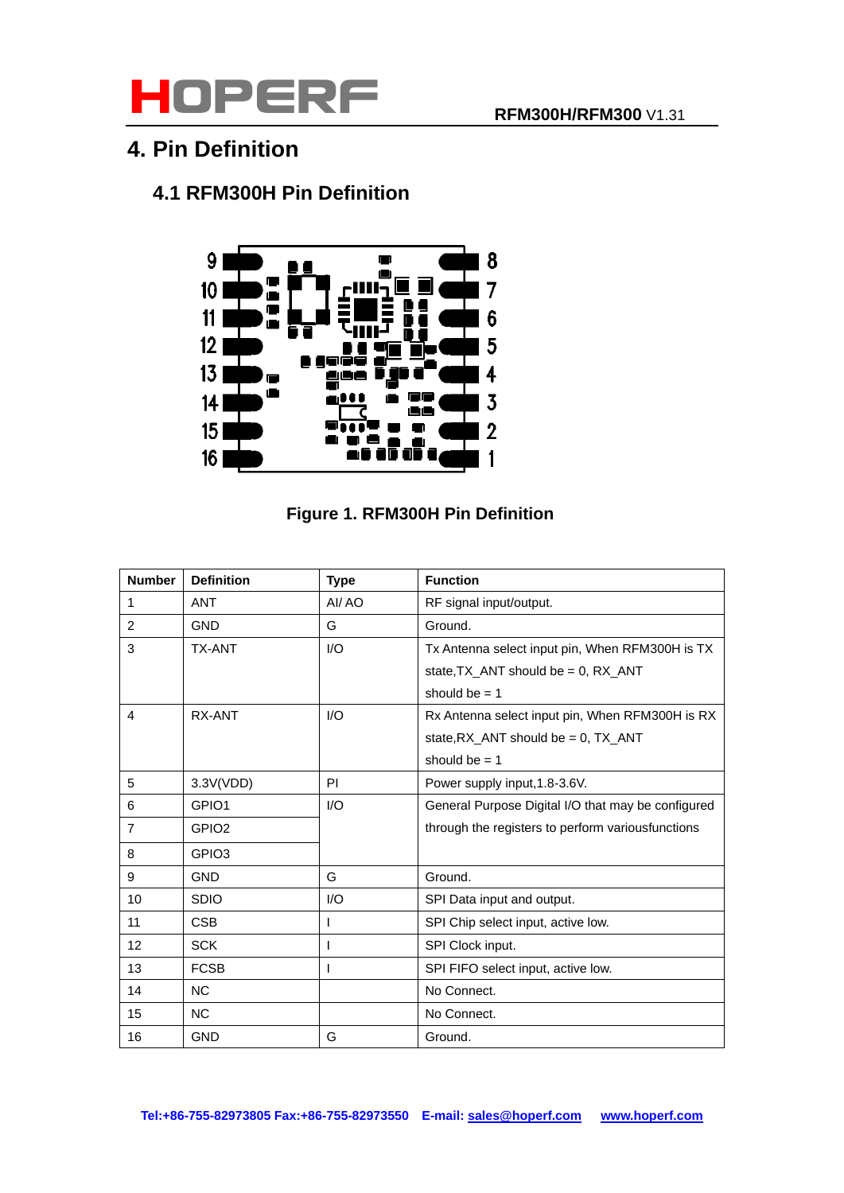# 4. Pin Definition

## 4.1 RFM300H Pin Definition

Figure 1. RFM300H Pin Definition

| Number | Definition | Type | Function |
|---|---|---|---|
| 1 | ANT | AI/ AO | RF signal input/output. |
| 2 | GND | G | Ground. |
| 3 | TX-ANT | I/O | Tx Antenna select input pin, When RFM300H is TX state,TX_ANT should be = 0, RX_ANT should be = 1 |
| 4 | RX-ANT | I/O | Rx Antenna select input pin, When RFM300H is RX state,RX_ANT should be = 0, TX_ANT should be = 1 |
| 5 | 3.3V(VDD) | PI | Power supply input,1.8-3.6V. |
| 6 | GPIO1 | I/O | General Purpose Digital I/O that may be configured through the registers to perform variousfunctions |
| 7 | GPIO2 | | |
| 8 | GPIO3 | | |
| 9 | GND | G | Ground. |
| 10 | SDIO | I/O | SPI Data input and output. |
| 11 | CSB | I | SPI Chip select input, active low. |
| 12 | SCK | I | SPI Clock input. |
| 13 | FCSB | I | SPI FIFO select input, active low. |
| 14 | NC | | No Connect. |
| 15 | NC | | No Connect. |
| 16 | GND | G | Ground. |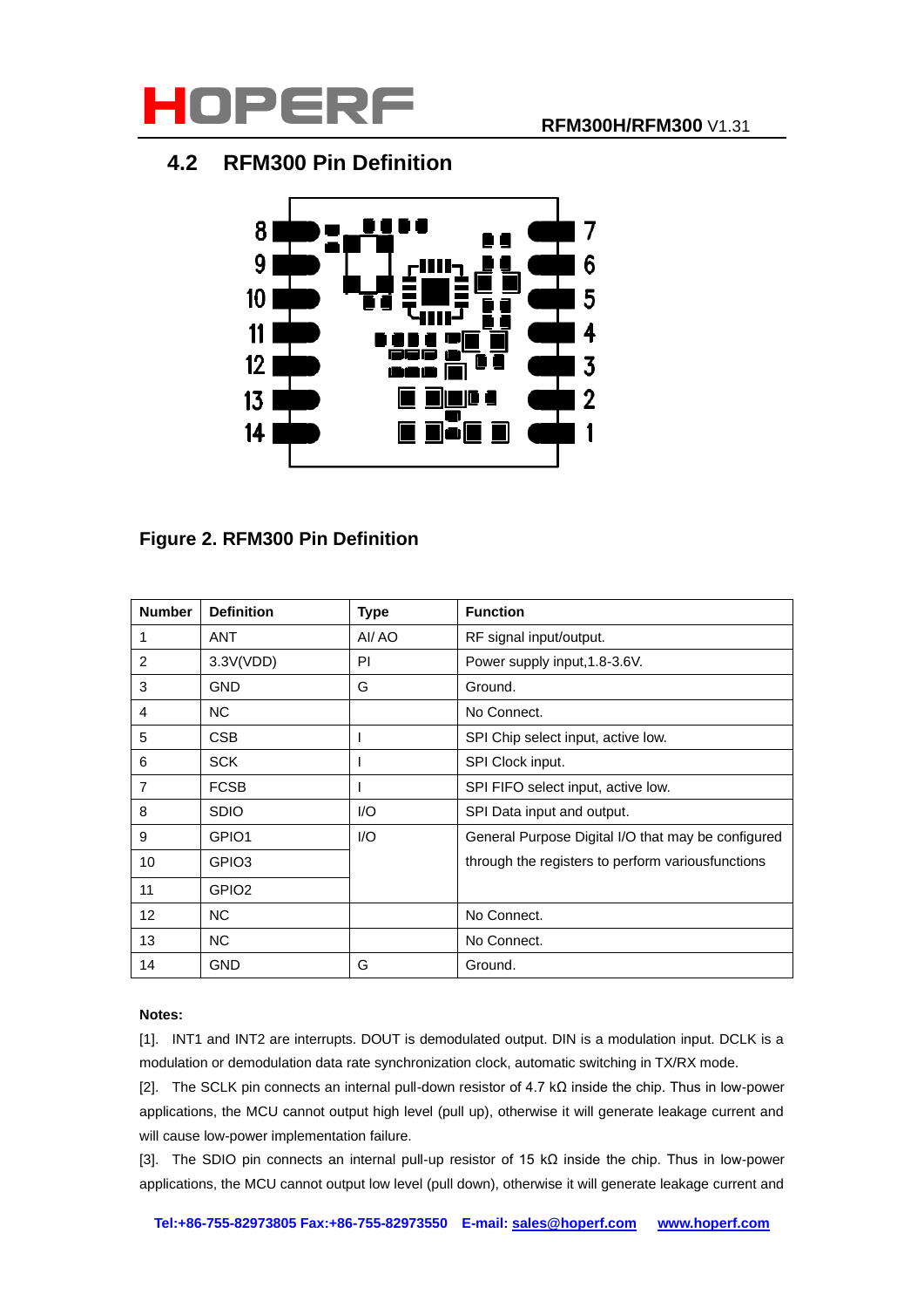## 4.2 RFM300 Pin Definition

**Figure 2. RFM300 Pin Definition**

| Number | Definition | Type | Function |
|---|---|---|---|
| 1 | ANT | AI/ AO | RF signal input/output. |
| 2 | 3.3V(VDD) | PI | Power supply input,1.8-3.6V. |
| 3 | GND | G | Ground. |
| 4 | NC | | No Connect. |
| 5 | CSB | I | SPI Chip select input, active low. |
| 6 | SCK | I | SPI Clock input. |
| 7 | FCSB | I | SPI FIFO select input, active low. |
| 8 | SDIO | I/O | SPI Data input and output. |
| 9 | GPIO1 | I/O | General Purpose Digital I/O that may be configured through the registers to perform variousfunctions |
| 10 | GPIO3 | | |
| 11 | GPIO2 | | |
| 12 | NC | | No Connect. |
| 13 | NC | | No Connect. |
| 14 | GND | G | Ground. |

**Notes:**

[1]. INT1 and INT2 are interrupts. DOUT is demodulated output. DIN is a modulation input. DCLK is a modulation or demodulation data rate synchronization clock, automatic switching in TX/RX mode.

[2]. The SCLK pin connects an internal pull-down resistor of 4.7 kΩ inside the chip. Thus in low-power applications, the MCU cannot output high level (pull up), otherwise it will generate leakage current and will cause low-power implementation failure.

[3]. The SDIO pin connects an internal pull-up resistor of 15 kΩ inside the chip. Thus in low-power applications, the MCU cannot output low level (pull down), otherwise it will generate leakage current and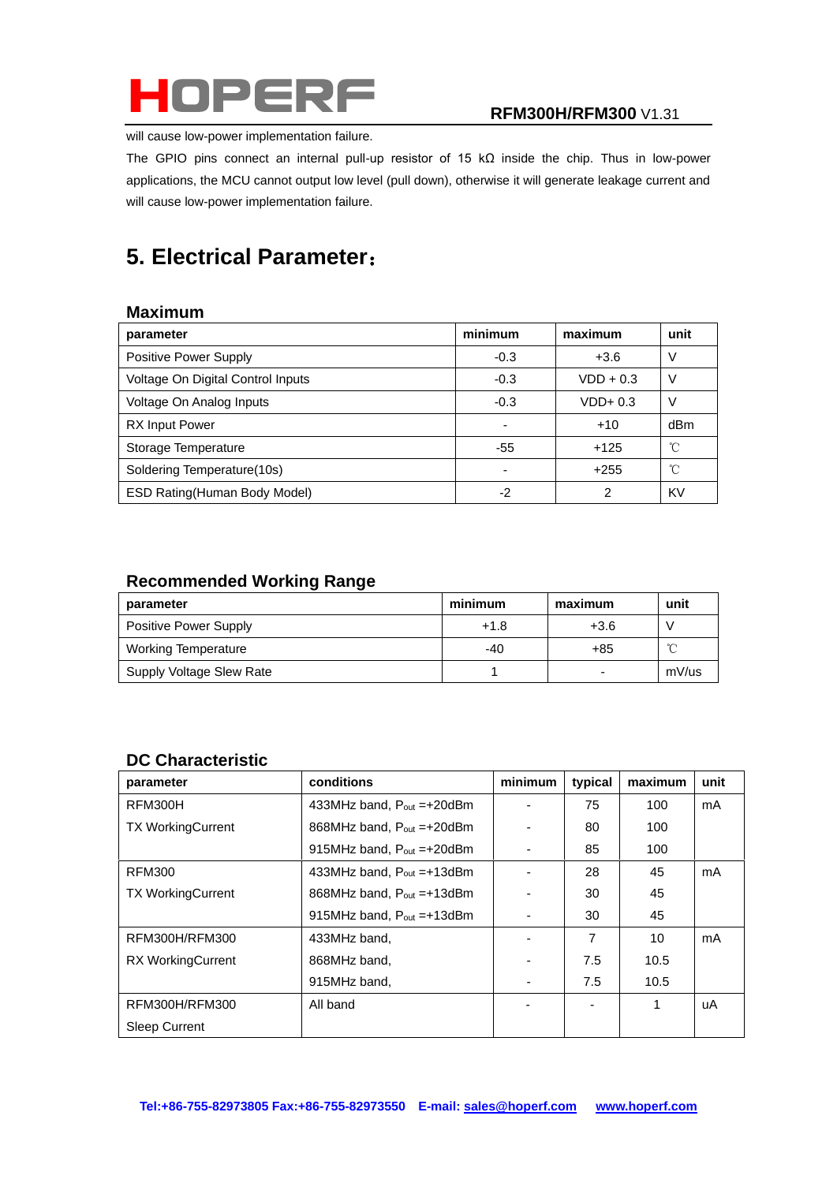will cause low-power implementation failure.

The GPIO pins connect an internal pull-up resistor of 15 kΩ inside the chip. Thus in low-power applications, the MCU cannot output low level (pull down), otherwise it will generate leakage current and will cause low-power implementation failure.

# 5. Electrical Parameter：

### Maximum

| parameter | minimum | maximum | unit |
|---|---|---|---|
| Positive Power Supply | -0.3 | +3.6 | V |
| Voltage On Digital Control Inputs | -0.3 | VDD + 0.3 | V |
| Voltage On Analog Inputs | -0.3 | VDD+ 0.3 | V |
| RX Input Power | - | +10 | dBm |
| Storage Temperature | -55 | +125 | ℃ |
| Soldering Temperature(10s) | - | +255 | ℃ |
| ESD Rating(Human Body Model) | -2 | 2 | KV |

### Recommended Working Range

| parameter | minimum | maximum | unit |
|---|---|---|---|
| Positive Power Supply | +1.8 | +3.6 | V |
| Working Temperature | -40 | +85 | ℃ |
| Supply Voltage Slew Rate | 1 | - | mV/us |

### DC Characteristic

| parameter | conditions | minimum | typical | maximum | unit |
|---|---|---|---|---|---|
| RFM300H TX WorkingCurrent | 433MHz band, $P_{out}$ =+20dBm | - | 75 | 100 | mA |
| | 868MHz band, $P_{out}$ =+20dBm | - | 80 | 100 | |
| | 915MHz band, $P_{out}$ =+20dBm | - | 85 | 100 | |
| RFM300 TX WorkingCurrent | 433MHz band, $P_{out}$ =+13dBm | - | 28 | 45 | mA |
| | 868MHz band, $P_{out}$ =+13dBm | - | 30 | 45 | |
| | 915MHz band, $P_{out}$ =+13dBm | - | 30 | 45 | |
| RFM300H/RFM300 RX WorkingCurrent | 433MHz band, | - | 7 | 10 | mA |
| | 868MHz band, | - | 7.5 | 10.5 | |
| | 915MHz band, | - | 7.5 | 10.5 | |
| RFM300H/RFM300 Sleep Current | All band | - | - | 1 | uA |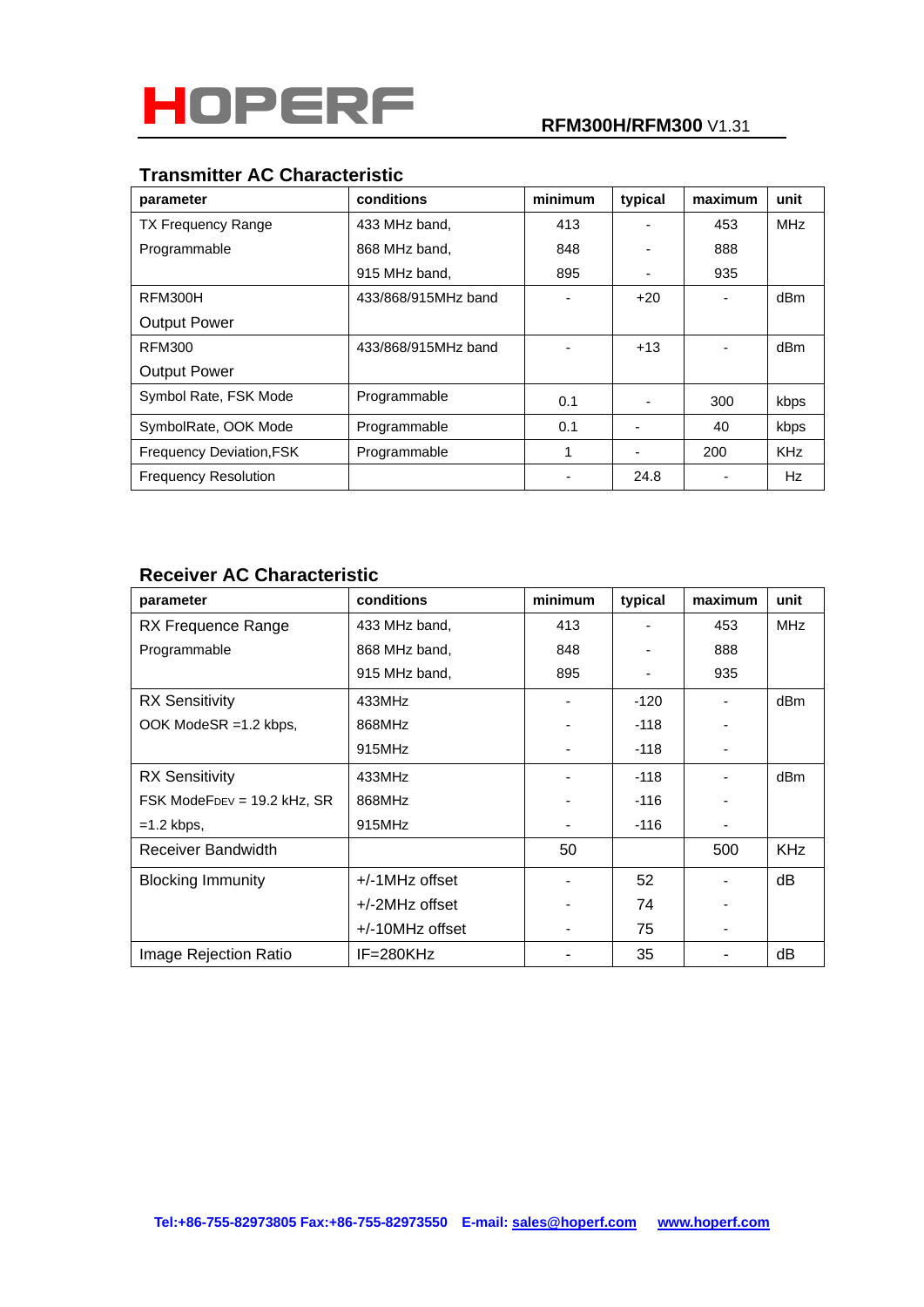## Transmitter AC Characteristic

| parameter | conditions | minimum | typical | maximum | unit |
|---|---|---|---|---|---|
| TX Frequency Range Programmable | 433 MHz band, | 413 | - | 453 | MHz |
| | 868 MHz band, | 848 | - | 888 | |
| | 915 MHz band, | 895 | - | 935 | |
| RFM300H Output Power | 433/868/915MHz band | - | +20 | - | dBm |
| RFM300 Output Power | 433/868/915MHz band | - | +13 | - | dBm |
| Symbol Rate, FSK Mode | Programmable | 0.1 | - | 300 | kbps |
| SymbolRate, OOK Mode | Programmable | 0.1 | - | 40 | kbps |
| Frequency Deviation,FSK | Programmable | 1 | - | 200 | KHz |
| Frequency Resolution | | - | 24.8 | - | Hz |

## Receiver AC Characteristic

| parameter | conditions | minimum | typical | maximum | unit |
|---|---|---|---|---|---|
| RX Frequence Range Programmable | 433 MHz band, | 413 | - | 453 | MHz |
| | 868 MHz band, | 848 | - | 888 | |
| | 915 MHz band, | 895 | - | 935 | |
| RX Sensitivity OOK ModeSR =1.2 kbps, | 433MHz | - | -120 | - | dBm |
| | 868MHz | - | -118 | - | |
| | 915MHz | - | -118 | - | |
| RX Sensitivity FSK Mode$F_{DEV}$ = 19.2 kHz, SR =1.2 kbps, | 433MHz | - | -118 | - | dBm |
| | 868MHz | - | -116 | - | |
| | 915MHz | - | -116 | - | |
| Receiver Bandwidth | | 50 | | 500 | KHz |
| Blocking Immunity | +/-1MHz offset | - | 52 | - | dB |
| | +/-2MHz offset | - | 74 | - | |
| | +/-10MHz offset | - | 75 | - | |
| Image Rejection Ratio | IF=280KHz | - | 35 | - | dB |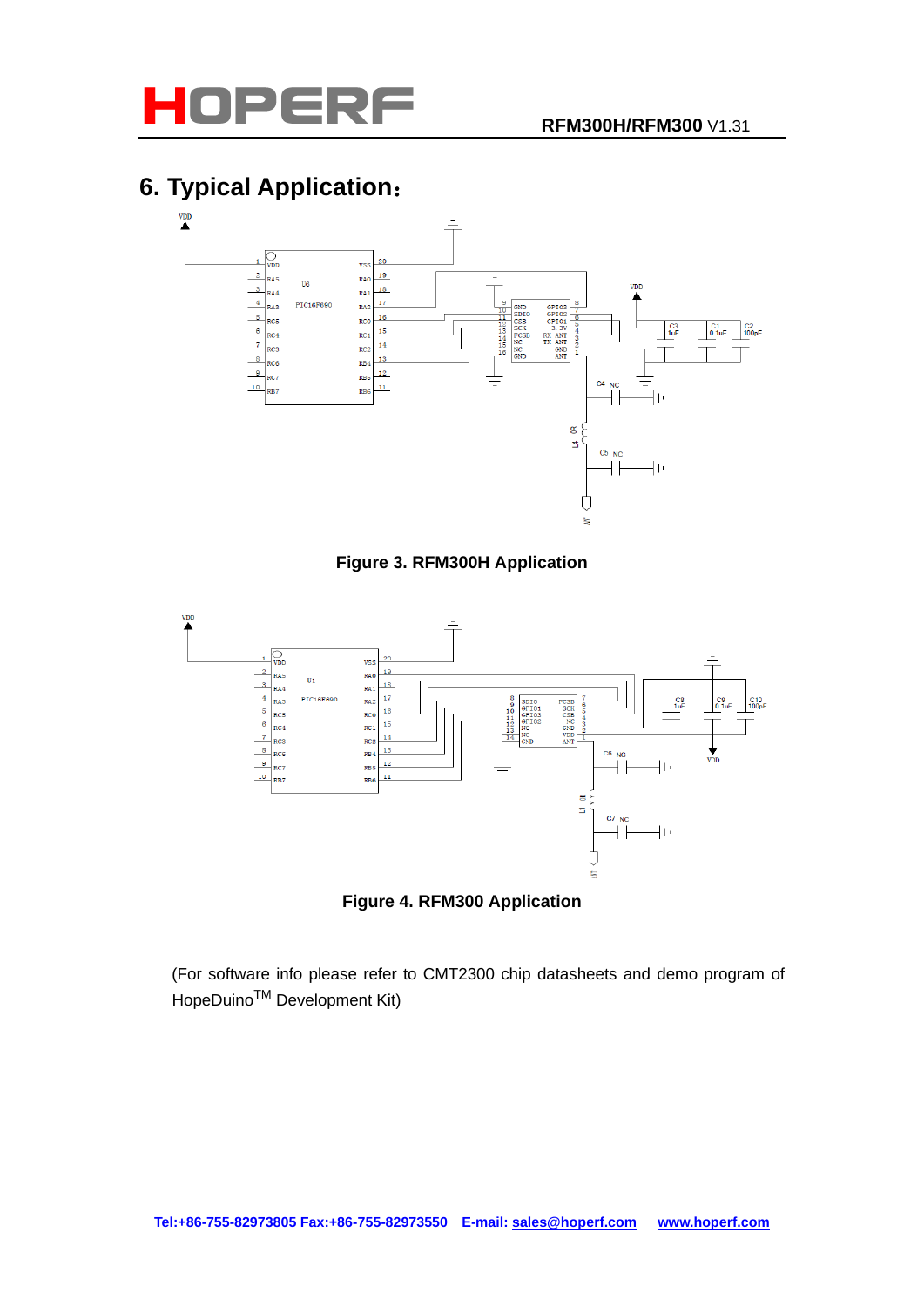# 6. Typical Application：

Figure 3. RFM300H Application

Figure 4. RFM300 Application

(For software info please refer to CMT2300 chip datasheets and demo program of HopeDuino$^{TM}$ Development Kit)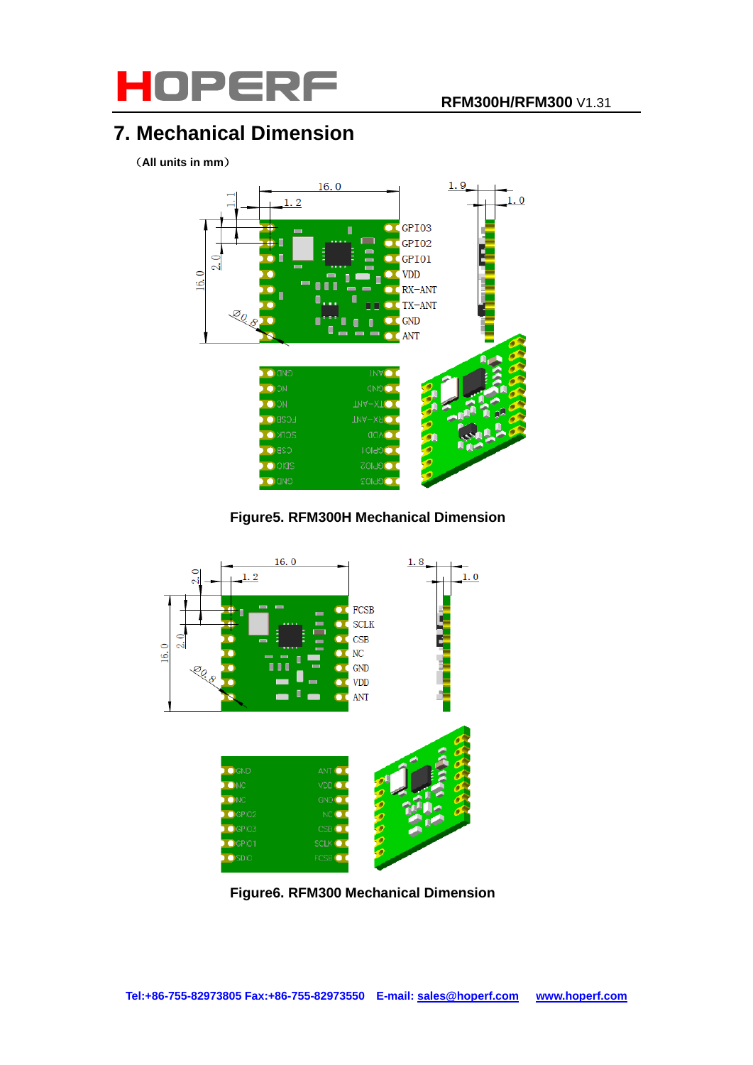# 7. Mechanical Dimension

（All units in mm）

Figure5. RFM300H Mechanical Dimension

Figure6. RFM300 Mechanical Dimension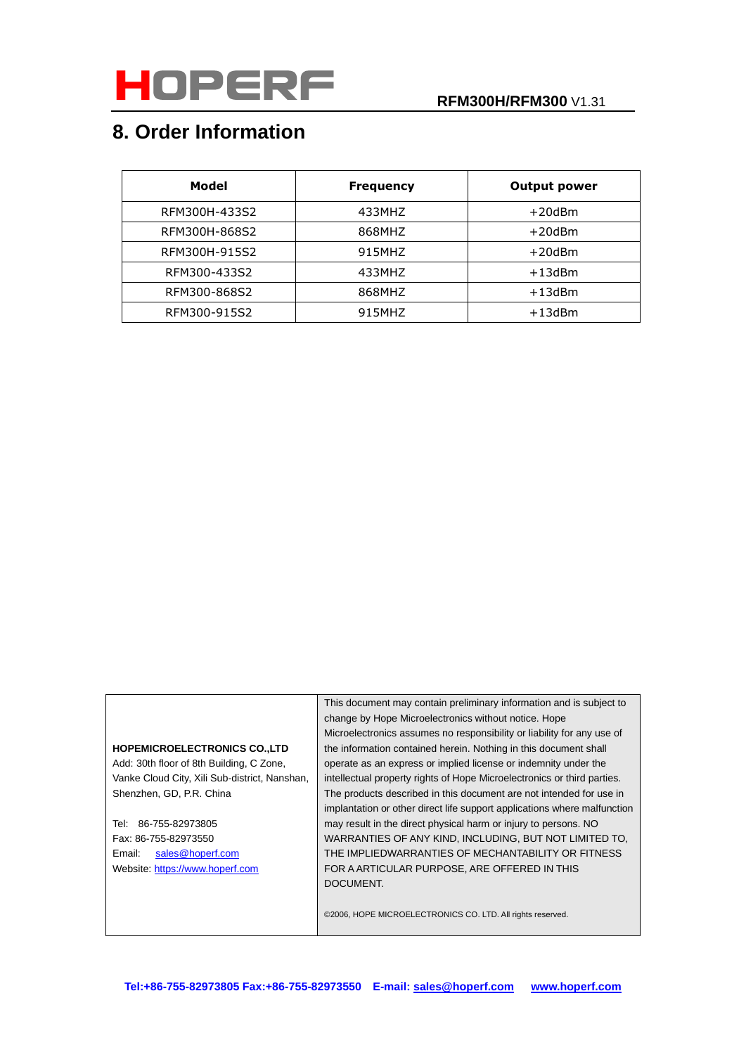# 8. Order Information

| Model | Frequency | Output power |
|---|---|---|
| RFM300H-433S2 | 433MHZ | +20dBm |
| RFM300H-868S2 | 868MHZ | +20dBm |
| RFM300H-915S2 | 915MHZ | +20dBm |
| RFM300-433S2 | 433MHZ | +13dBm |
| RFM300-868S2 | 868MHZ | +13dBm |
| RFM300-915S2 | 915MHZ | +13dBm |

**HOPEMICROELECTRONICS CO.,LTD**
Add: 30th floor of 8th Building, C Zone, Vanke Cloud City, Xili Sub-district, Nanshan, Shenzhen, GD, P.R. China

Tel: 86-755-82973805
Fax: 86-755-82973550
Email: sales@hoperf.com
Website: https://www.hoperf.com

This document may contain preliminary information and is subject to change by Hope Microelectronics without notice. Hope Microelectronics assumes no responsibility or liability for any use of the information contained herein. Nothing in this document shall operate as an express or implied license or indemnity under the intellectual property rights of Hope Microelectronics or third parties. The products described in this document are not intended for use in implantation or other direct life support applications where malfunction may result in the direct physical harm or injury to persons. NO WARRANTIES OF ANY KIND, INCLUDING, BUT NOT LIMITED TO, THE IMPLIEDWARRANTIES OF MECHANTABILITY OR FITNESS FOR A ARTICULAR PURPOSE, ARE OFFERED IN THIS DOCUMENT.

©2006, HOPE MICROELECTRONICS CO. LTD. All rights reserved.